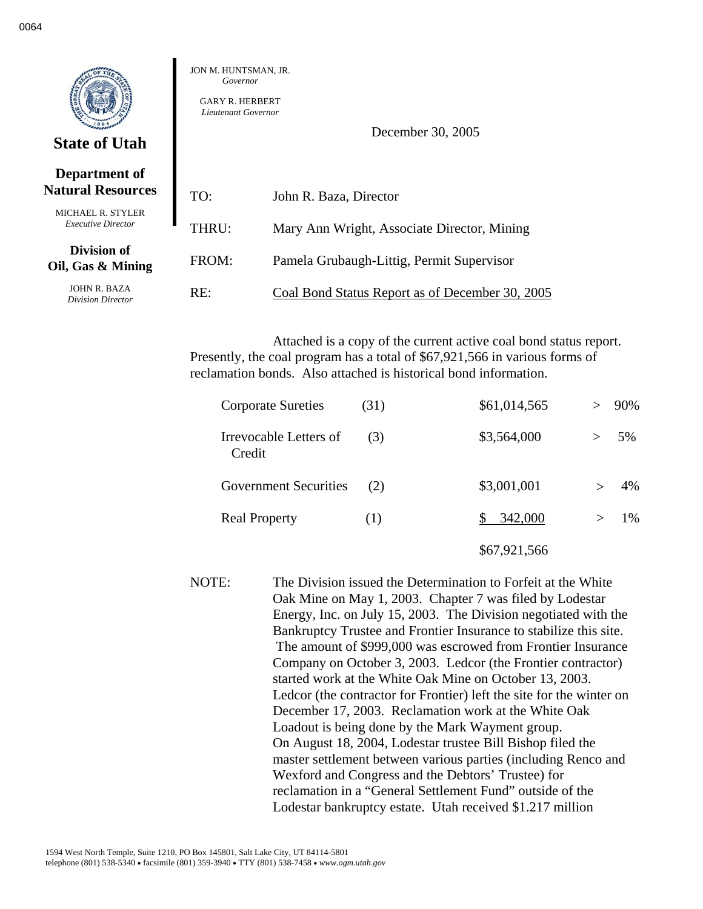0064

**State of Utah**

**Department of Natural Resources**

MICHAEL R. STYLER
*Executive Director*

**Division of Oil, Gas & Mining**

JOHN R. BAZA
*Division Director*

JON M. HUNTSMAN, JR.
*Governor*

GARY R. HERBERT
*Lieutenant Governor*

December 30, 2005

TO: John R. Baza, Director

THRU: Mary Ann Wright, Associate Director, Mining

FROM: Pamela Grubaugh-Littig, Permit Supervisor

RE: Coal Bond Status Report as of December 30, 2005

Attached is a copy of the current active coal bond status report. Presently, the coal program has a total of $67,921,566 in various forms of reclamation bonds. Also attached is historical bond information.

| | | | |
|---|---|---|---|
| Corporate Sureties | (31) | $61,014,565 | > 90% |
| Irrevocable Letters of Credit | (3) | $3,564,000 | > 5% |
| Government Securities | (2) | $3,001,001 | > 4% |
| Real Property | (1) | $ 342,000 | > 1% |
| | | $67,921,566 | |

NOTE: The Division issued the Determination to Forfeit at the White Oak Mine on May 1, 2003. Chapter 7 was filed by Lodestar Energy, Inc. on July 15, 2003. The Division negotiated with the Bankruptcy Trustee and Frontier Insurance to stabilize this site. The amount of $999,000 was escrowed from Frontier Insurance Company on October 3, 2003. Ledcor (the Frontier contractor) started work at the White Oak Mine on October 13, 2003. Ledcor (the contractor for Frontier) left the site for the winter on December 17, 2003. Reclamation work at the White Oak Loadout is being done by the Mark Wayment group. On August 18, 2004, Lodestar trustee Bill Bishop filed the master settlement between various parties (including Renco and Wexford and Congress and the Debtors' Trustee) for reclamation in a "General Settlement Fund" outside of the Lodestar bankruptcy estate. Utah received $1.217 million

1594 West North Temple, Suite 1210, PO Box 145801, Salt Lake City, UT 84114-5801
telephone (801) 538-5340 • facsimile (801) 359-3940 • TTY (801) 538-7458 • *www.ogm.utah.gov*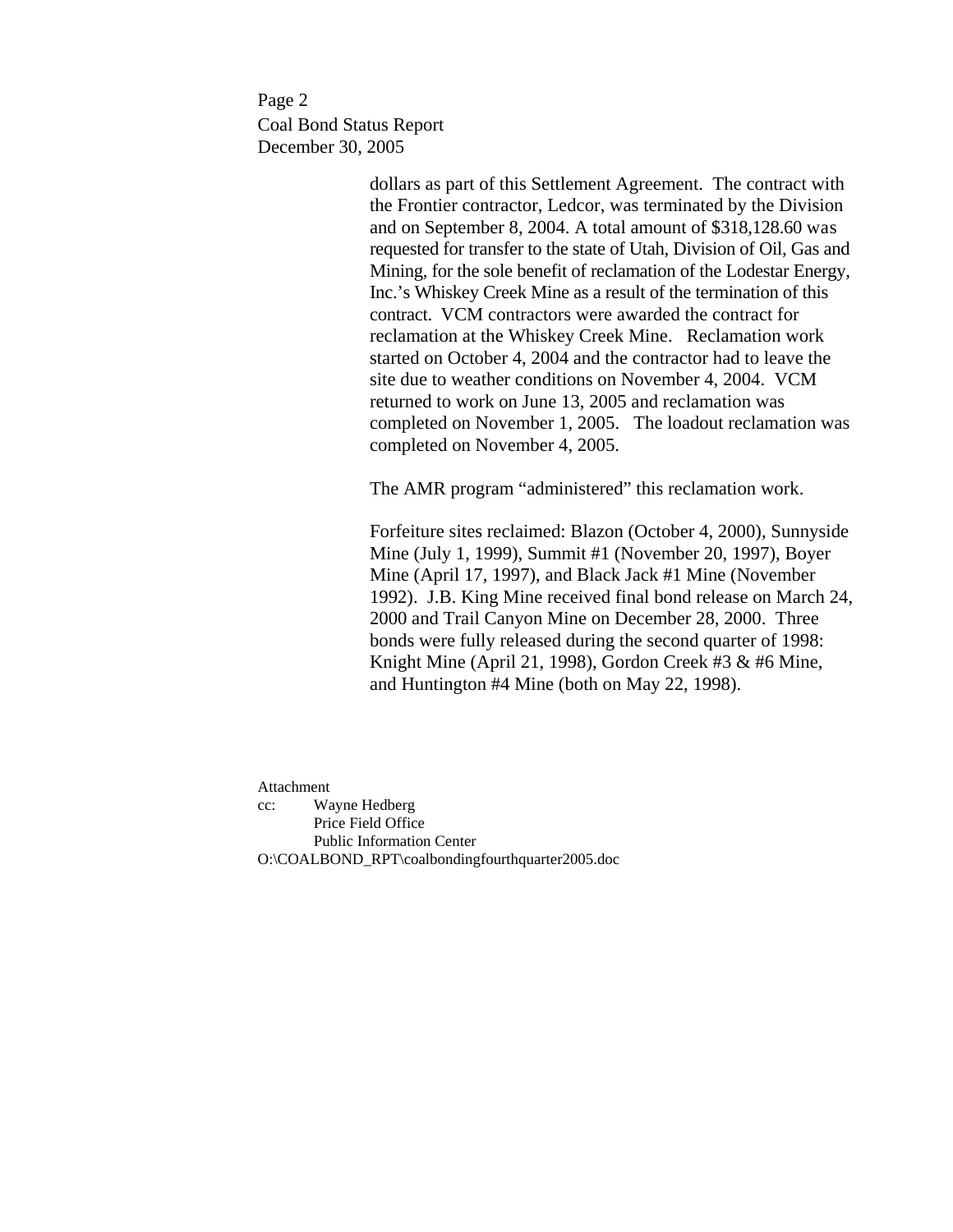dollars as part of this Settlement Agreement. The contract with the Frontier contractor, Ledcor, was terminated by the Division and on September 8, 2004. A total amount of $318,128.60 was requested for transfer to the state of Utah, Division of Oil, Gas and Mining, for the sole benefit of reclamation of the Lodestar Energy, Inc.'s Whiskey Creek Mine as a result of the termination of this contract. VCM contractors were awarded the contract for reclamation at the Whiskey Creek Mine. Reclamation work started on October 4, 2004 and the contractor had to leave the site due to weather conditions on November 4, 2004. VCM returned to work on June 13, 2005 and reclamation was completed on November 1, 2005. The loadout reclamation was completed on November 4, 2005.

The AMR program "administered" this reclamation work.

Forfeiture sites reclaimed: Blazon (October 4, 2000), Sunnyside Mine (July 1, 1999), Summit #1 (November 20, 1997), Boyer Mine (April 17, 1997), and Black Jack #1 Mine (November 1992). J.B. King Mine received final bond release on March 24, 2000 and Trail Canyon Mine on December 28, 2000. Three bonds were fully released during the second quarter of 1998: Knight Mine (April 21, 1998), Gordon Creek #3 & #6 Mine, and Huntington #4 Mine (both on May 22, 1998).

Attachment
cc: Wayne Hedberg
Price Field Office
Public Information Center
O:\COALBOND_RPT\coalbondingfourthquarter2005.doc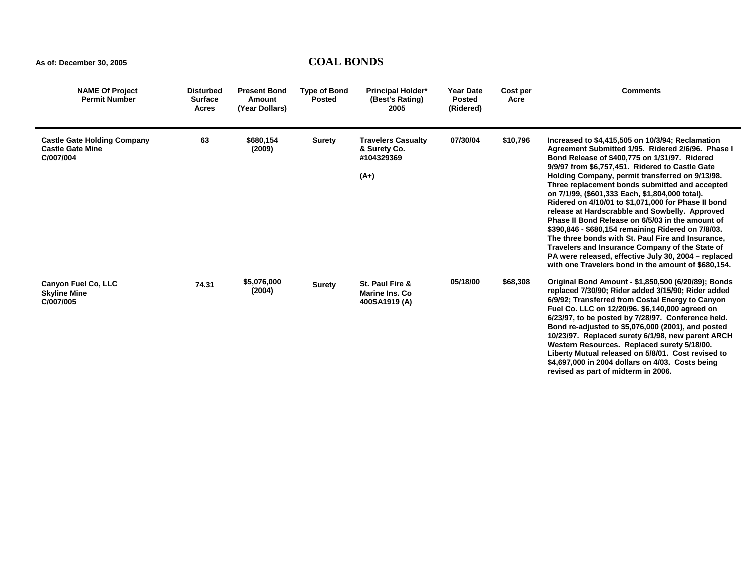As of: December 30, 2005

# COAL BONDS

| NAME Of Project Permit Number | Disturbed Surface Acres | Present Bond Amount (Year Dollars) | Type of Bond Posted | Principal Holder* (Best's Rating) 2005 | Year Date Posted (Ridered) | Cost per Acre | Comments |
|---|---|---|---|---|---|---|---|
| **Castle Gate Holding Company** **Castle Gate Mine** C/007/004 | 63 | $680,154 (2009) | Surety | Travelers Casualty & Surety Co. #104329369 (A+) | 07/30/04 | $10,796 | Increased to $4,415,505 on 10/3/94; Reclamation Agreement Submitted 1/95. Ridered 2/6/96. Phase I Bond Release of $400,775 on 1/31/97. Ridered 9/9/97 from $6,757,451. Ridered to Castle Gate Holding Company, permit transferred on 9/13/98. Three replacement bonds submitted and accepted on 7/1/99, ($601,333 Each, $1,804,000 total). Ridered on 4/10/01 to $1,071,000 for Phase II bond release at Hardscrabble and Sowbelly. Approved Phase II Bond Release on 6/5/03 in the amount of $390,846 - $680,154 remaining Ridered on 7/8/03. The three bonds with St. Paul Fire and Insurance, Travelers and Insurance Company of the State of PA were released, effective July 30, 2004 – replaced with one Travelers bond in the amount of $680,154. |
| **Canyon Fuel Co, LLC** **Skyline Mine** C/007/005 | 74.31 | $5,076,000 (2004) | Surety | St. Paul Fire & Marine Ins. Co 400SA1919 (A) | 05/18/00 | $68,308 | Original Bond Amount - $1,850,500 (6/20/89); Bonds replaced 7/30/90; Rider added 3/15/90; Rider added 6/9/92; Transferred from Costal Energy to Canyon Fuel Co. LLC on 12/20/96. $6,140,000 agreed on 6/23/97, to be posted by 7/28/97. Conference held. Bond re-adjusted to $5,076,000 (2001), and posted 10/23/97. Replaced surety 6/1/98, new parent ARCH Western Resources. Replaced surety 5/18/00. Liberty Mutual released on 5/8/01. Cost revised to $4,697,000 in 2004 dollars on 4/03. Costs being revised as part of midterm in 2006. |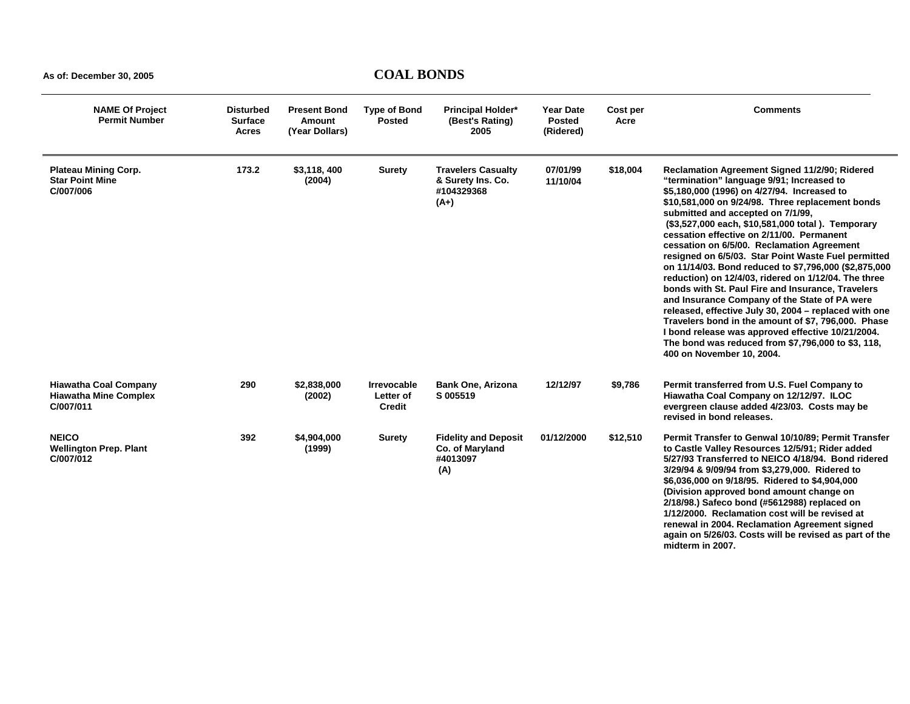As of: December 30, 2005

# COAL BONDS

| NAME Of Project<br>Permit Number | Disturbed Surface Acres | Present Bond Amount (Year Dollars) | Type of Bond Posted | Principal Holder* (Best's Rating) 2005 | Year Date Posted (Ridered) | Cost per Acre | Comments |
|---|---|---|---|---|---|---|---|
| **Plateau Mining Corp.**<br>**Star Point Mine**<br>**C/007/006** | 173.2 | $3,118, 400 (2004) | Surety | Travelers Casualty & Surety Ins. Co. #104329368 (A+) | 07/01/99<br>11/10/04 | $18,004 | Reclamation Agreement Signed 11/2/90; Ridered “termination” language 9/91; Increased to $5,180,000 (1996) on 4/27/94. Increased to $10,581,000 on 9/24/98. Three replacement bonds submitted and accepted on 7/1/99, ($3,527,000 each, $10,581,000 total ). Temporary cessation effective on 2/11/00. Permanent cessation on 6/5/00. Reclamation Agreement resigned on 6/5/03. Star Point Waste Fuel permitted on 11/14/03. Bond reduced to $7,796,000 ($2,875,000 reduction) on 12/4/03, ridered on 1/12/04. The three bonds with St. Paul Fire and Insurance, Travelers and Insurance Company of the State of PA were released, effective July 30, 2004 – replaced with one Travelers bond in the amount of $7, 796,000. Phase I bond release was approved effective 10/21/2004. The bond was reduced from $7,796,000 to $3, 118, 400 on November 10, 2004. |
| **Hiawatha Coal Company**<br>**Hiawatha Mine Complex**<br>**C/007/011** | 290 | $2,838,000 (2002) | Irrevocable Letter of Credit | Bank One, Arizona S 005519 | 12/12/97 | $9,786 | Permit transferred from U.S. Fuel Company to Hiawatha Coal Company on 12/12/97. ILOC evergreen clause added 4/23/03. Costs may be revised in bond releases. |
| **NEICO**<br>**Wellington Prep. Plant**<br>**C/007/012** | 392 | $4,904,000 (1999) | Surety | Fidelity and Deposit Co. of Maryland #4013097 (A) | 01/12/2000 | $12,510 | Permit Transfer to Genwal 10/10/89; Permit Transfer to Castle Valley Resources 12/5/91; Rider added 5/27/93 Transferred to NEICO 4/18/94. Bond ridered 3/29/94 & 9/09/94 from $3,279,000. Ridered to $6,036,000 on 9/18/95. Ridered to $4,904,000 (Division approved bond amount change on 2/18/98.) Safeco bond (#5612988) replaced on 1/12/2000. Reclamation cost will be revised at renewal in 2004. Reclamation Agreement signed again on 5/26/03. Costs will be revised as part of the midterm in 2007. |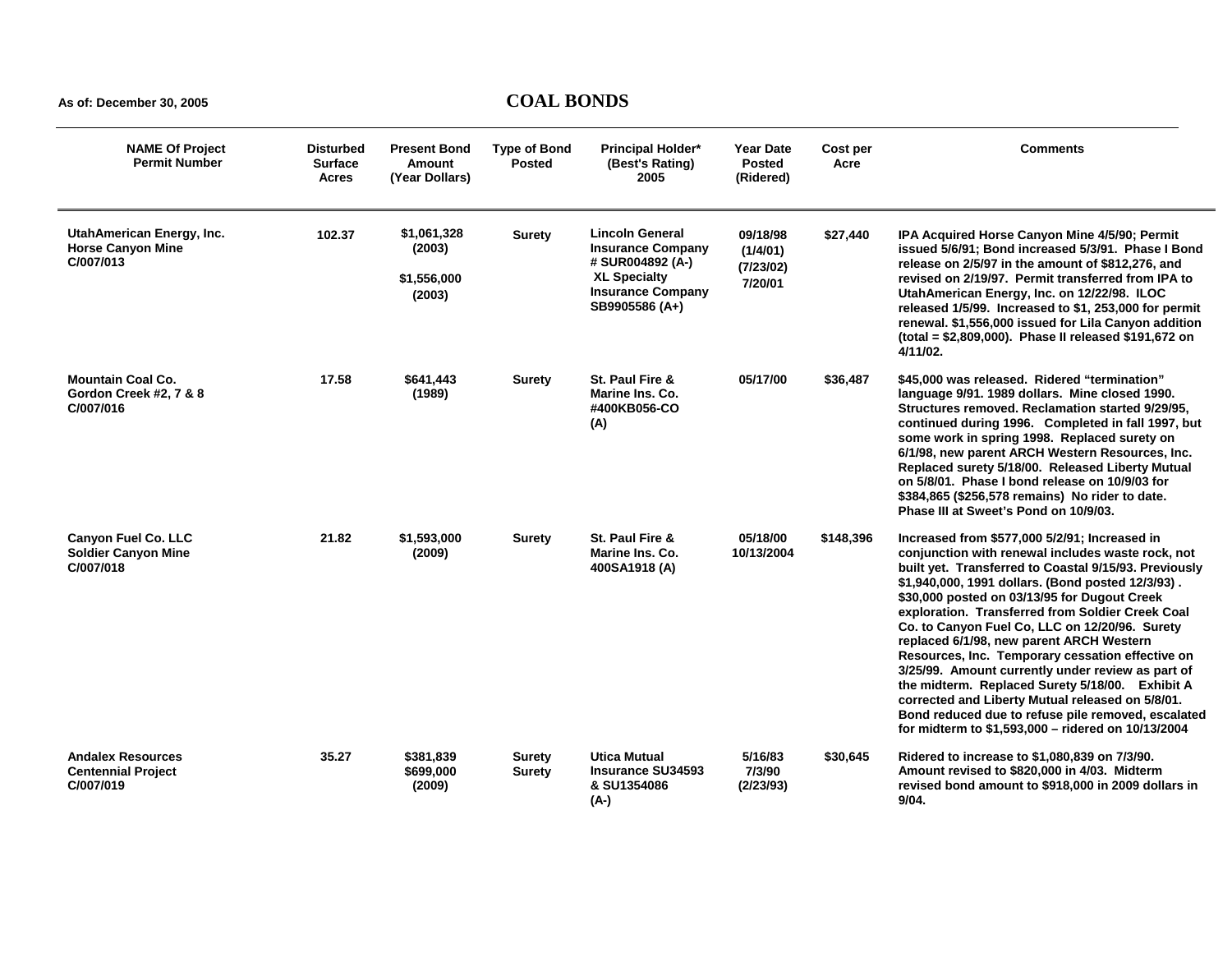As of: December 30, 2005

# COAL BONDS

| NAME Of Project Permit Number | Disturbed Surface Acres | Present Bond Amount (Year Dollars) | Type of Bond Posted | Principal Holder* (Best's Rating) 2005 | Year Date Posted (Ridered) | Cost per Acre | Comments |
|---|---|---|---|---|---|---|---|
| **UtahAmerican Energy, Inc. Horse Canyon Mine C/007/013** | 102.37 | $1,061,328 (2003) $1,556,000 (2003) | Surety | Lincoln General Insurance Company # SUR004892 (A-) XL Specialty Insurance Company SB9905586 (A+) | 09/18/98 (1/4/01) (7/23/02) 7/20/01 | $27,440 | IPA Acquired Horse Canyon Mine 4/5/90; Permit issued 5/6/91; Bond increased 5/3/91. Phase I Bond release on 2/5/97 in the amount of $812,276, and revised on 2/19/97. Permit transferred from IPA to UtahAmerican Energy, Inc. on 12/22/98. ILOC released 1/5/99. Increased to $1, 253,000 for permit renewal. $1,556,000 issued for Lila Canyon addition (total = $2,809,000). Phase II released $191,672 on 4/11/02. |
| **Mountain Coal Co. Gordon Creek #2, 7 & 8 C/007/016** | 17.58 | $641,443 (1989) | Surety | St. Paul Fire & Marine Ins. Co. #400KB056-CO (A) | 05/17/00 | $36,487 | $45,000 was released. Ridered "termination" language 9/91. 1989 dollars. Mine closed 1990. Structures removed. Reclamation started 9/29/95, continued during 1996. Completed in fall 1997, but some work in spring 1998. Replaced surety on 6/1/98, new parent ARCH Western Resources, Inc. Replaced surety 5/18/00. Released Liberty Mutual on 5/8/01. Phase I bond release on 10/9/03 for $384,865 ($256,578 remains) No rider to date. Phase III at Sweet's Pond on 10/9/03. |
| **Canyon Fuel Co. LLC Soldier Canyon Mine C/007/018** | 21.82 | $1,593,000 (2009) | Surety | St. Paul Fire & Marine Ins. Co. 400SA1918 (A) | 05/18/00 10/13/2004 | $148,396 | Increased from $577,000 5/2/91; Increased in conjunction with renewal includes waste rock, not built yet. Transferred to Coastal 9/15/93. Previously $1,940,000, 1991 dollars. (Bond posted 12/3/93) . $30,000 posted on 03/13/95 for Dugout Creek exploration. Transferred from Soldier Creek Coal Co. to Canyon Fuel Co, LLC on 12/20/96. Surety replaced 6/1/98, new parent ARCH Western Resources, Inc. Temporary cessation effective on 3/25/99. Amount currently under review as part of the midterm. Replaced Surety 5/18/00. Exhibit A corrected and Liberty Mutual released on 5/8/01. Bond reduced due to refuse pile removed, escalated for midterm to $1,593,000 – ridered on 10/13/2004 |
| **Andalex Resources Centennial Project C/007/019** | 35.27 | $381,839 $699,000 (2009) | Surety Surety | Utica Mutual Insurance SU34593 & SU1354086 (A-) | 5/16/83 7/3/90 (2/23/93) | $30,645 | Ridered to increase to $1,080,839 on 7/3/90. Amount revised to $820,000 in 4/03. Midterm revised bond amount to $918,000 in 2009 dollars in 9/04. |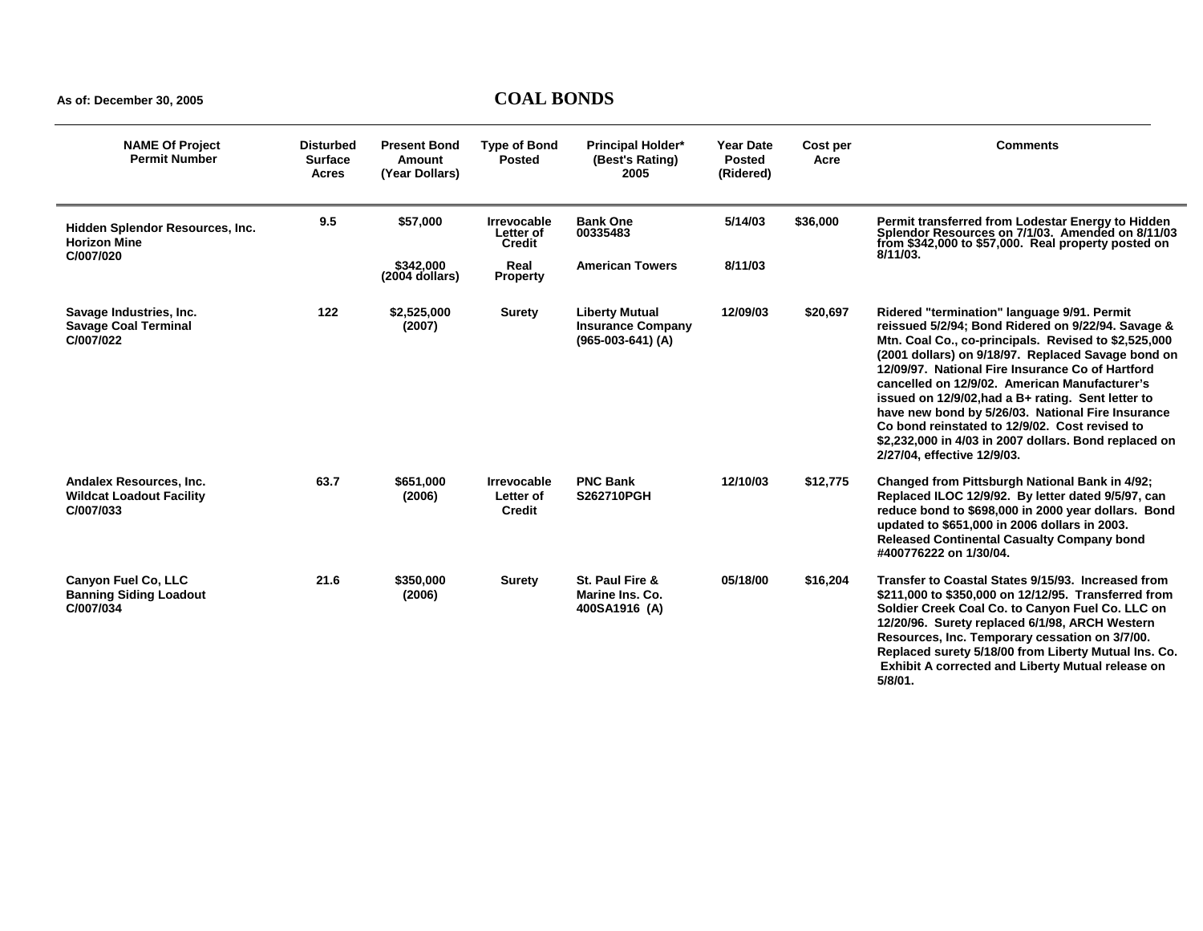As of: December 30, 2005

# COAL BONDS

| NAME Of Project Permit Number | Disturbed Surface Acres | Present Bond Amount (Year Dollars) | Type of Bond Posted | Principal Holder* (Best's Rating) 2005 | Year Date Posted (Ridered) | Cost per Acre | Comments |
|---|---|---|---|---|---|---|---|
| Hidden Splendor Resources, Inc. Horizon Mine C/007/020 | 9.5 | $57,000 | Irrevocable Letter of Credit | Bank One 00335483 | 5/14/03 | $36,000 | Permit transferred from Lodestar Energy to Hidden Splendor Resources on 7/1/03. Amended on 8/11/03 from $342,000 to $57,000. Real property posted on 8/11/03. |
| | | $342,000 (2004 dollars) | Real Property | American Towers | 8/11/03 | | |
| Savage Industries, Inc. Savage Coal Terminal C/007/022 | 122 | $2,525,000 (2007) | Surety | Liberty Mutual Insurance Company (965-003-641) (A) | 12/09/03 | $20,697 | Ridered "termination" language 9/91. Permit reissued 5/2/94; Bond Ridered on 9/22/94. Savage & Mtn. Coal Co., co-principals. Revised to $2,525,000 (2001 dollars) on 9/18/97. Replaced Savage bond on 12/09/97. National Fire Insurance Co of Hartford cancelled on 12/9/02. American Manufacturer's issued on 12/9/02,had a B+ rating. Sent letter to have new bond by 5/26/03. National Fire Insurance Co bond reinstated to 12/9/02. Cost revised to $2,232,000 in 4/03 in 2007 dollars. Bond replaced on 2/27/04, effective 12/9/03. |
| Andalex Resources, Inc. Wildcat Loadout Facility C/007/033 | 63.7 | $651,000 (2006) | Irrevocable Letter of Credit | PNC Bank S262710PGH | 12/10/03 | $12,775 | Changed from Pittsburgh National Bank in 4/92; Replaced ILOC 12/9/92. By letter dated 9/5/97, can reduce bond to $698,000 in 2000 year dollars. Bond updated to $651,000 in 2006 dollars in 2003. Released Continental Casualty Company bond #400776222 on 1/30/04. |
| Canyon Fuel Co, LLC Banning Siding Loadout C/007/034 | 21.6 | $350,000 (2006) | Surety | St. Paul Fire & Marine Ins. Co. 400SA1916 (A) | 05/18/00 | $16,204 | Transfer to Coastal States 9/15/93. Increased from $211,000 to $350,000 on 12/12/95. Transferred from Soldier Creek Coal Co. to Canyon Fuel Co. LLC on 12/20/96. Surety replaced 6/1/98, ARCH Western Resources, Inc. Temporary cessation on 3/7/00. Replaced surety 5/18/00 from Liberty Mutual Ins. Co. Exhibit A corrected and Liberty Mutual release on 5/8/01. |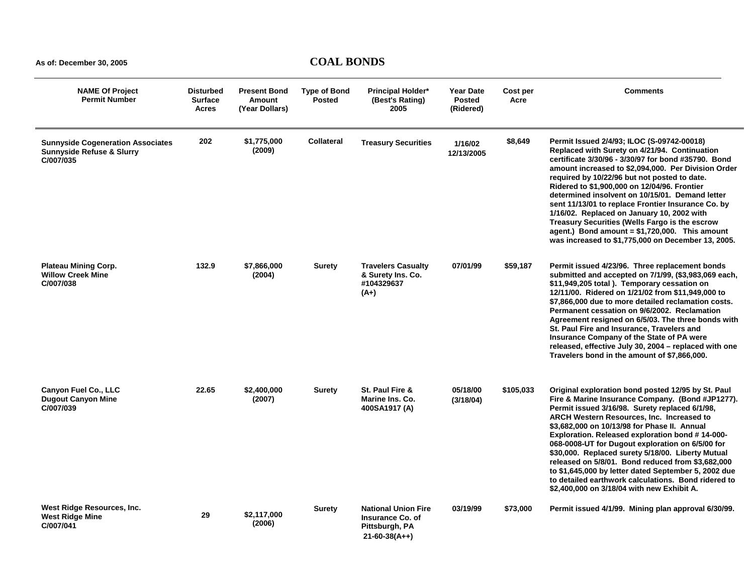As of: December 30, 2005

# COAL BONDS

| NAME Of Project Permit Number | Disturbed Surface Acres | Present Bond Amount (Year Dollars) | Type of Bond Posted | Principal Holder* (Best's Rating) 2005 | Year Date Posted (Ridered) | Cost per Acre | Comments |
|---|---|---|---|---|---|---|---|
| Sunnyside Cogeneration Associates Sunnyside Refuse & Slurry C/007/035 | 202 | $1,775,000 (2009) | Collateral | Treasury Securities | 1/16/02 12/13/2005 | $8,649 | Permit Issued 2/4/93; ILOC (S-09742-00018) Replaced with Surety on 4/21/94. Continuation certificate 3/30/96 - 3/30/97 for bond #35790. Bond amount increased to $2,094,000. Per Division Order required by 10/22/96 but not posted to date. Ridered to $1,900,000 on 12/04/96. Frontier determined insolvent on 10/15/01. Demand letter sent 11/13/01 to replace Frontier Insurance Co. by 1/16/02. Replaced on January 10, 2002 with Treasury Securities (Wells Fargo is the escrow agent.) Bond amount = $1,720,000. This amount was increased to $1,775,000 on December 13, 2005. |
| Plateau Mining Corp. Willow Creek Mine C/007/038 | 132.9 | $7,866,000 (2004) | Surety | Travelers Casualty & Surety Ins. Co. #104329637 (A+) | 07/01/99 | $59,187 | Permit issued 4/23/96. Three replacement bonds submitted and accepted on 7/1/99, ($3,983,069 each, $11,949,205 total ). Temporary cessation on 12/11/00. Ridered on 1/21/02 from $11,949,000 to $7,866,000 due to more detailed reclamation costs. Permanent cessation on 9/6/2002. Reclamation Agreement resigned on 6/5/03. The three bonds with St. Paul Fire and Insurance, Travelers and Insurance Company of the State of PA were released, effective July 30, 2004 – replaced with one Travelers bond in the amount of $7,866,000. |
| Canyon Fuel Co., LLC Dugout Canyon Mine C/007/039 | 22.65 | $2,400,000 (2007) | Surety | St. Paul Fire & Marine Ins. Co. 400SA1917 (A) | 05/18/00 (3/18/04) | $105,033 | Original exploration bond posted 12/95 by St. Paul Fire & Marine Insurance Company. (Bond #JP1277). Permit issued 3/16/98. Surety replaced 6/1/98, ARCH Western Resources, Inc. Increased to $3,682,000 on 10/13/98 for Phase II. Annual Exploration. Released exploration bond # 14-000-068-0008-UT for Dugout exploration on 6/5/00 for $30,000. Replaced surety 5/18/00. Liberty Mutual released on 5/8/01. Bond reduced from $3,682,000 to $1,645,000 by letter dated September 5, 2002 due to detailed earthwork calculations. Bond ridered to $2,400,000 on 3/18/04 with new Exhibit A. |
| West Ridge Resources, Inc. West Ridge Mine C/007/041 | 29 | $2,117,000 (2006) | Surety | National Union Fire Insurance Co. of Pittsburgh, PA 21-60-38(A++) | 03/19/99 | $73,000 | Permit issued 4/1/99. Mining plan approval 6/30/99. |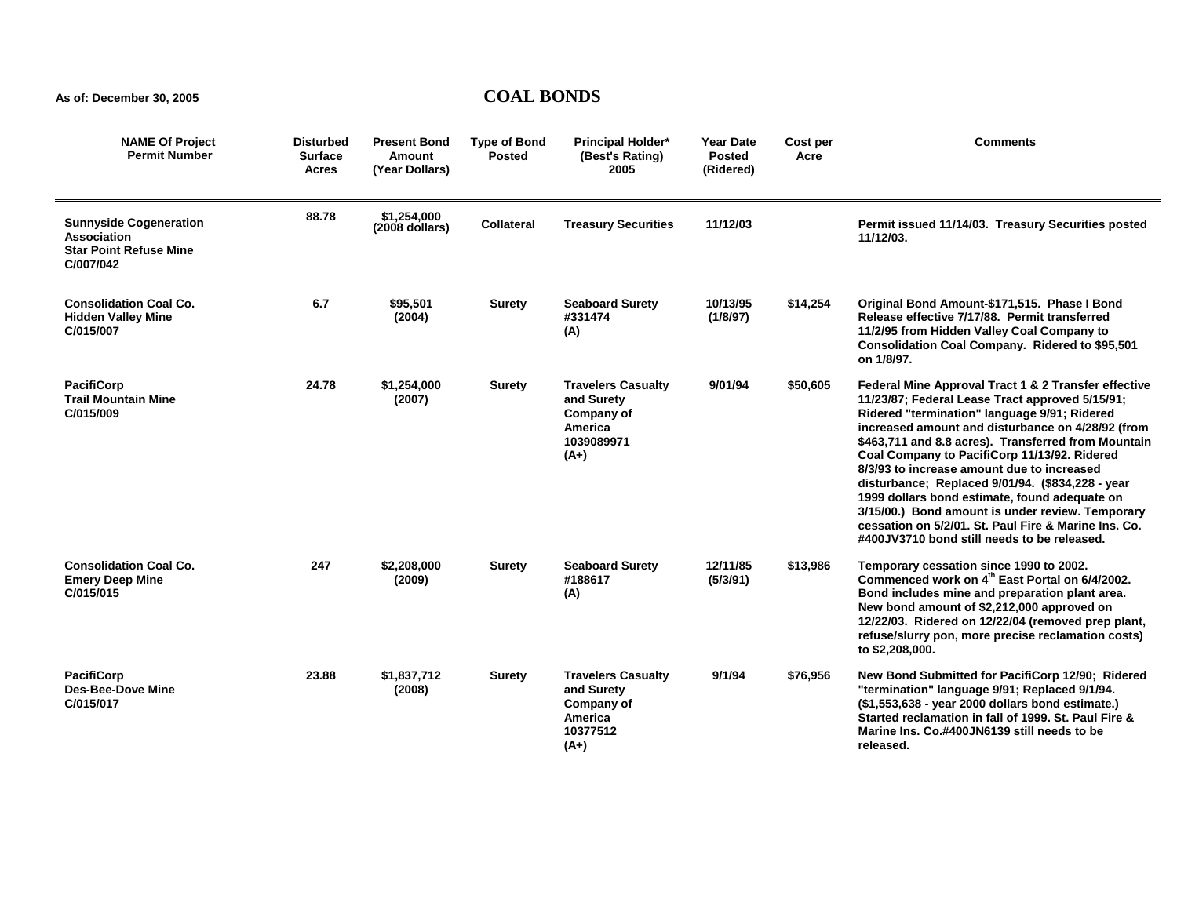As of: December 30, 2005

# COAL BONDS

| NAME Of Project Permit Number | Disturbed Surface Acres | Present Bond Amount (Year Dollars) | Type of Bond Posted | Principal Holder* (Best's Rating) 2005 | Year Date Posted (Ridered) | Cost per Acre | Comments |
|---|---|---|---|---|---|---|---|
| Sunnyside Cogeneration Association Star Point Refuse Mine C/007/042 | 88.78 | $1,254,000 (2008 dollars) | Collateral | Treasury Securities | 11/12/03 | | Permit issued 11/14/03. Treasury Securities posted 11/12/03. |
| Consolidation Coal Co. Hidden Valley Mine C/015/007 | 6.7 | $95,501 (2004) | Surety | Seaboard Surety #331474 (A) | 10/13/95 (1/8/97) | $14,254 | Original Bond Amount-$171,515. Phase I Bond Release effective 7/17/88. Permit transferred 11/2/95 from Hidden Valley Coal Company to Consolidation Coal Company. Ridered to $95,501 on 1/8/97. |
| PacifiCorp Trail Mountain Mine C/015/009 | 24.78 | $1,254,000 (2007) | Surety | Travelers Casualty and Surety Company of America 1039089971 (A+) | 9/01/94 | $50,605 | Federal Mine Approval Tract 1 & 2 Transfer effective 11/23/87; Federal Lease Tract approved 5/15/91; Ridered "termination" language 9/91; Ridered increased amount and disturbance on 4/28/92 (from $463,711 and 8.8 acres). Transferred from Mountain Coal Company to PacifiCorp 11/13/92. Ridered 8/3/93 to increase amount due to increased disturbance; Replaced 9/01/94. ($834,228 - year 1999 dollars bond estimate, found adequate on 3/15/00.) Bond amount is under review. Temporary cessation on 5/2/01. St. Paul Fire & Marine Ins. Co. #400JV3710 bond still needs to be released. |
| Consolidation Coal Co. Emery Deep Mine C/015/015 | 247 | $2,208,000 (2009) | Surety | Seaboard Surety #188617 (A) | 12/11/85 (5/3/91) | $13,986 | Temporary cessation since 1990 to 2002. Commenced work on 4th East Portal on 6/4/2002. Bond includes mine and preparation plant area. New bond amount of $2,212,000 approved on 12/22/03. Ridered on 12/22/04 (removed prep plant, refuse/slurry pon, more precise reclamation costs) to $2,208,000. |
| PacifiCorp Des-Bee-Dove Mine C/015/017 | 23.88 | $1,837,712 (2008) | Surety | Travelers Casualty and Surety Company of America 10377512 (A+) | 9/1/94 | $76,956 | New Bond Submitted for PacifiCorp 12/90; Ridered "termination" language 9/91; Replaced 9/1/94. ($1,553,638 - year 2000 dollars bond estimate.) Started reclamation in fall of 1999. St. Paul Fire & Marine Ins. Co.#400JN6139 still needs to be released. |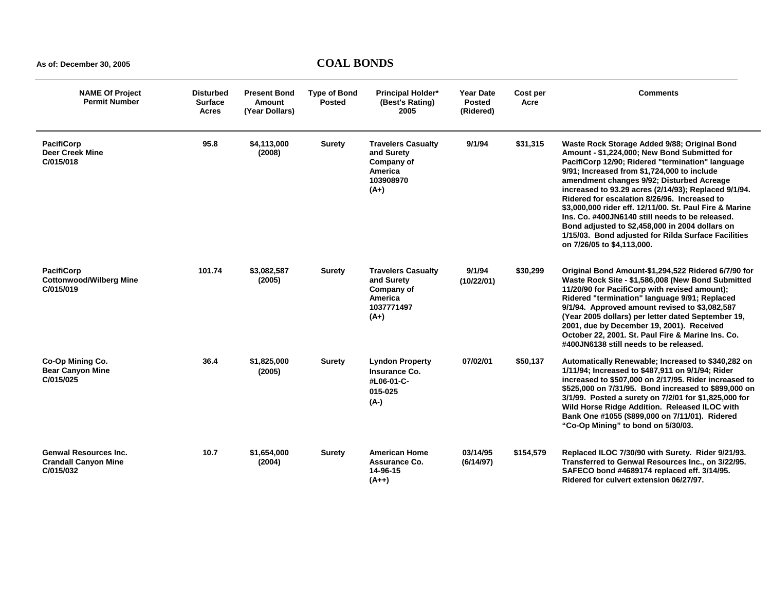As of: December 30, 2005

# COAL BONDS

| NAME Of Project Permit Number | Disturbed Surface Acres | Present Bond Amount (Year Dollars) | Type of Bond Posted | Principal Holder* (Best's Rating) 2005 | Year Date Posted (Ridered) | Cost per Acre | Comments |
|---|---|---|---|---|---|---|---|
| **PacifiCorp** Deer Creek Mine C/015/018 | 95.8 | $4,113,000 (2008) | Surety | Travelers Casualty and Surety Company of America 103908970 (A+) | 9/1/94 | $31,315 | Waste Rock Storage Added 9/88; Original Bond Amount - $1,224,000; New Bond Submitted for PacifiCorp 12/90; Ridered "termination" language 9/91; Increased from $1,724,000 to include amendment changes 9/92; Disturbed Acreage increased to 93.29 acres (2/14/93); Replaced 9/1/94. Ridered for escalation 8/26/96. Increased to $3,000,000 rider eff. 12/11/00. St. Paul Fire & Marine Ins. Co. #400JN6140 still needs to be released. Bond adjusted to $2,458,000 in 2004 dollars on 1/15/03. Bond adjusted for Rilda Surface Facilities on 7/26/05 to $4,113,000. |
| **PacifiCorp** Cottonwood/Wilberg Mine C/015/019 | 101.74 | $3,082,587 (2005) | Surety | Travelers Casualty and Surety Company of America 1037771497 (A+) | 9/1/94 (10/22/01) | $30,299 | Original Bond Amount-$1,294,522 Ridered 6/7/90 for Waste Rock Site - $1,586,008 (New Bond Submitted 11/20/90 for PacifiCorp with revised amount); Ridered "termination" language 9/91; Replaced 9/1/94. Approved amount revised to $3,082,587 (Year 2005 dollars) per letter dated September 19, 2001, due by December 19, 2001). Received October 22, 2001. St. Paul Fire & Marine Ins. Co. #400JN6138 still needs to be released. |
| **Co-Op Mining Co.** Bear Canyon Mine C/015/025 | 36.4 | $1,825,000 (2005) | Surety | Lyndon Property Insurance Co. #L06-01-C-015-025 (A-) | 07/02/01 | $50,137 | Automatically Renewable; Increased to $340,282 on 1/11/94; Increased to $487,911 on 9/1/94; Rider increased to $507,000 on 2/17/95. Rider increased to $525,000 on 7/31/95. Bond increased to $899,000 on 3/1/99. Posted a surety on 7/2/01 for $1,825,000 for Wild Horse Ridge Addition. Released ILOC with Bank One #1055 ($899,000 on 7/11/01). Ridered "Co-Op Mining" to bond on 5/30/03. |
| **Genwal Resources Inc.** Crandall Canyon Mine C/015/032 | 10.7 | $1,654,000 (2004) | Surety | American Home Assurance Co. 14-96-15 (A++) | 03/14/95 (6/14/97) | $154,579 | Replaced ILOC 7/30/90 with Surety. Rider 9/21/93. Transferred to Genwal Resources Inc., on 3/22/95. SAFECO bond #4689174 replaced eff. 3/14/95. Ridered for culvert extension 06/27/97. |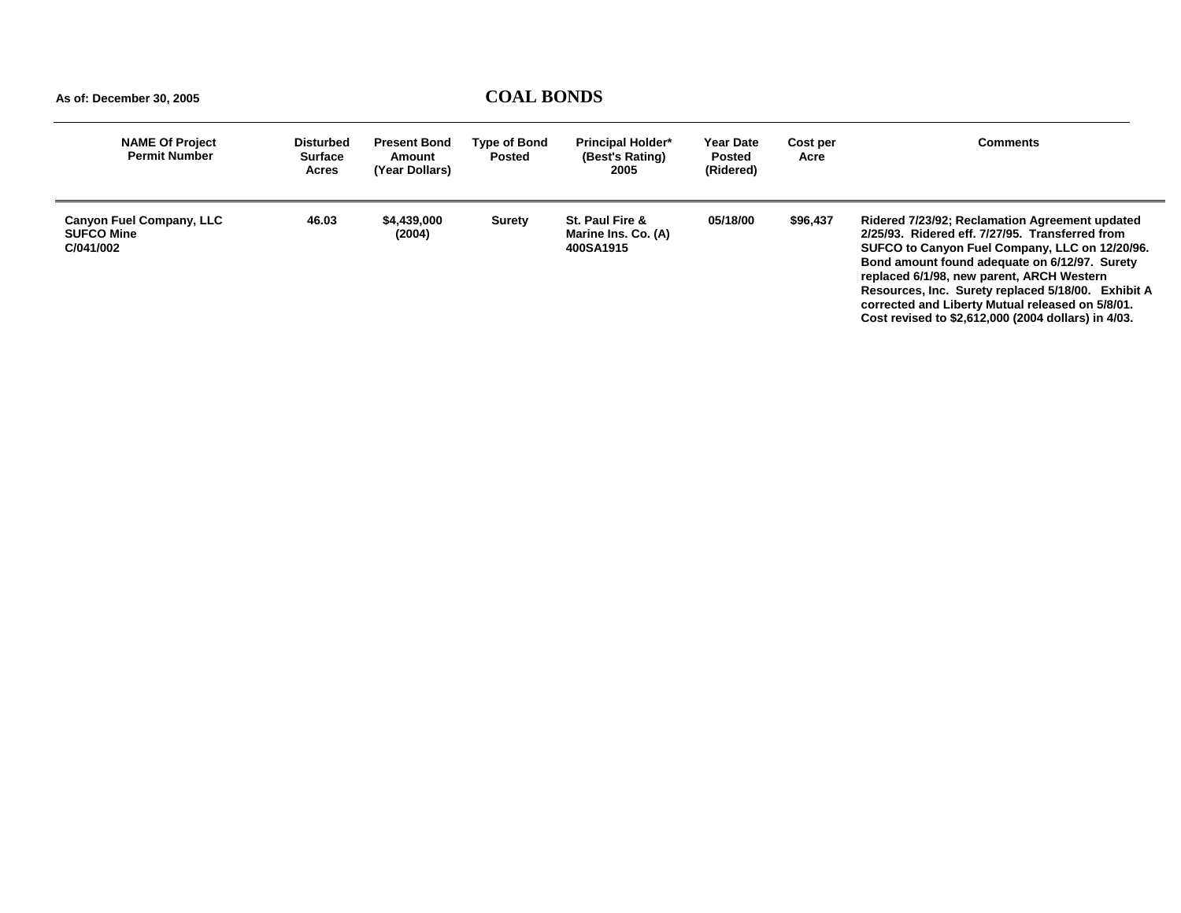As of: December 30, 2005

# COAL BONDS

| NAME Of Project Permit Number | Disturbed Surface Acres | Present Bond Amount (Year Dollars) | Type of Bond Posted | Principal Holder* (Best's Rating) 2005 | Year Date Posted (Ridered) | Cost per Acre | Comments |
|---|---|---|---|---|---|---|---|
| Canyon Fuel Company, LLC SUFCO Mine C/041/002 | 46.03 | $4,439,000 (2004) | Surety | St. Paul Fire & Marine Ins. Co. (A) 400SA1915 | 05/18/00 | $96,437 | Ridered 7/23/92; Reclamation Agreement updated 2/25/93. Ridered eff. 7/27/95. Transferred from SUFCO to Canyon Fuel Company, LLC on 12/20/96. Bond amount found adequate on 6/12/97. Surety replaced 6/1/98, new parent, ARCH Western Resources, Inc. Surety replaced 5/18/00. Exhibit A corrected and Liberty Mutual released on 5/8/01. Cost revised to $2,612,000 (2004 dollars) in 4/03. |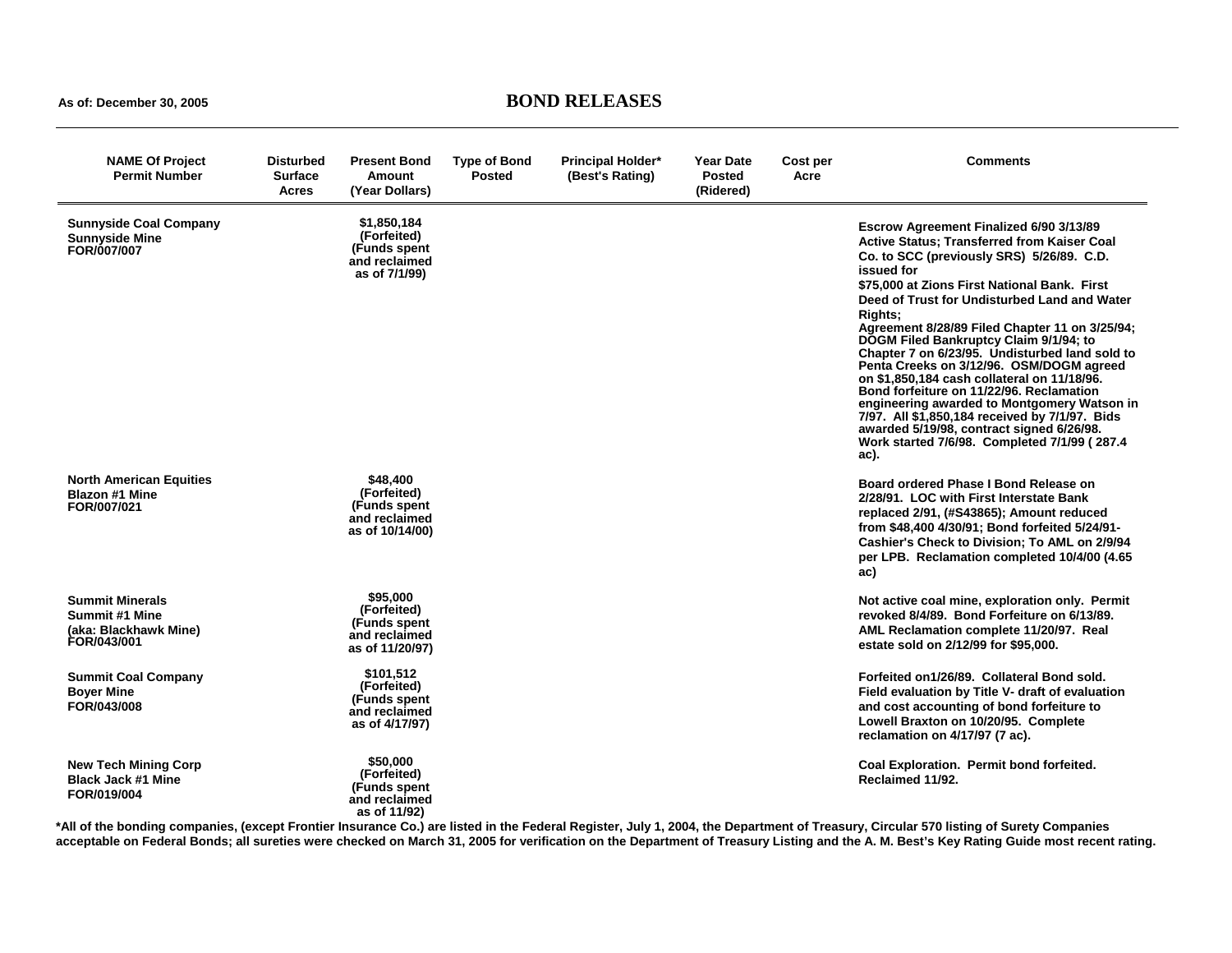As of: December 30, 2005

# BOND RELEASES

| NAME Of Project Permit Number | Disturbed Surface Acres | Present Bond Amount (Year Dollars) | Type of Bond Posted | Principal Holder* (Best's Rating) | Year Date Posted (Ridered) | Cost per Acre | Comments |
|---|---|---|---|---|---|---|---|
| Sunnyside Coal Company Sunnyside Mine FOR/007/007 | | $1,850,184 (Forfeited) (Funds spent and reclaimed as of 7/1/99) | | | | | Escrow Agreement Finalized 6/90 3/13/89 Active Status; Transferred from Kaiser Coal Co. to SCC (previously SRS) 5/26/89. C.D. issued for $75,000 at Zions First National Bank. First Deed of Trust for Undisturbed Land and Water Rights; Agreement 8/28/89 Filed Chapter 11 on 3/25/94; DOGM Filed Bankruptcy Claim 9/1/94; to Chapter 7 on 6/23/95. Undisturbed land sold to Penta Creeks on 3/12/96. OSM/DOGM agreed on $1,850,184 cash collateral on 11/18/96. Bond forfeiture on 11/22/96. Reclamation engineering awarded to Montgomery Watson in 7/97. All $1,850,184 received by 7/1/97. Bids awarded 5/19/98, contract signed 6/26/98. Work started 7/6/98. Completed 7/1/99 ( 287.4 ac). |
| North American Equities Blazon #1 Mine FOR/007/021 | | $48,400 (Forfeited) (Funds spent and reclaimed as of 10/14/00) | | | | | Board ordered Phase I Bond Release on 2/28/91. LOC with First Interstate Bank replaced 2/91, (#S43865); Amount reduced from $48,400 4/30/91; Bond forfeited 5/24/91- Cashier's Check to Division; To AML on 2/9/94 per LPB. Reclamation completed 10/4/00 (4.65 ac) |
| Summit Minerals Summit #1 Mine (aka: Blackhawk Mine) FOR/043/001 | | $95,000 (Forfeited) (Funds spent and reclaimed as of 11/20/97) | | | | | Not active coal mine, exploration only. Permit revoked 8/4/89. Bond Forfeiture on 6/13/89. AML Reclamation complete 11/20/97. Real estate sold on 2/12/99 for $95,000. |
| Summit Coal Company Boyer Mine FOR/043/008 | | $101,512 (Forfeited) (Funds spent and reclaimed as of 4/17/97) | | | | | Forfeited on1/26/89. Collateral Bond sold. Field evaluation by Title V- draft of evaluation and cost accounting of bond forfeiture to Lowell Braxton on 10/20/95. Complete reclamation on 4/17/97 (7 ac). |
| New Tech Mining Corp Black Jack #1 Mine FOR/019/004 | | $50,000 (Forfeited) (Funds spent and reclaimed as of 11/92) | | | | | Coal Exploration. Permit bond forfeited. Reclaimed 11/92. |

*All of the bonding companies, (except Frontier Insurance Co.) are listed in the Federal Register, July 1, 2004, the Department of Treasury, Circular 570 listing of Surety Companies acceptable on Federal Bonds; all sureties were checked on March 31, 2005 for verification on the Department of Treasury Listing and the A. M. Best's Key Rating Guide most recent rating.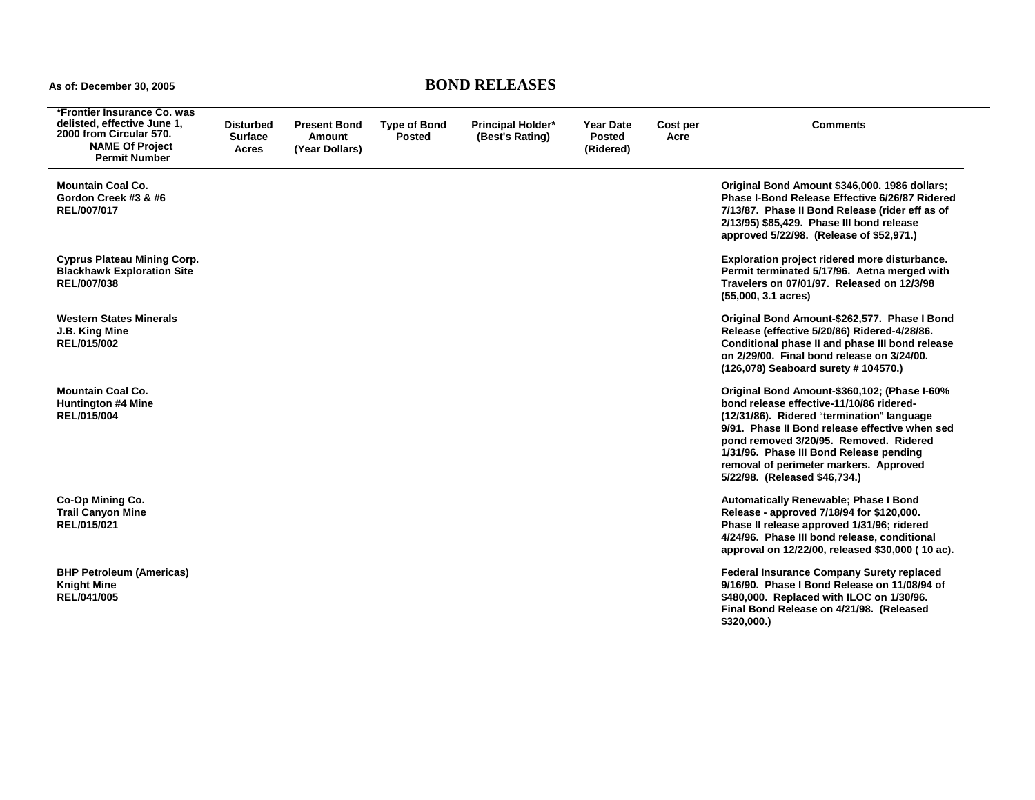As of: December 30, 2005

# BOND RELEASES

| *Frontier Insurance Co. was delisted, effective June 1, 2000 from Circular 570. NAME Of Project Permit Number | Disturbed Surface Acres | Present Bond Amount (Year Dollars) | Type of Bond Posted | Principal Holder* (Best's Rating) | Year Date Posted (Ridered) | Cost per Acre | Comments |
|---|---|---|---|---|---|---|---|
| Mountain Coal Co. Gordon Creek #3 & #6 REL/007/017 | | | | | | | Original Bond Amount $346,000. 1986 dollars; Phase I-Bond Release Effective 6/26/87 Ridered 7/13/87. Phase II Bond Release (rider eff as of 2/13/95) $85,429. Phase III bond release approved 5/22/98. (Release of $52,971.) |
| Cyprus Plateau Mining Corp. Blackhawk Exploration Site REL/007/038 | | | | | | | Exploration project ridered more disturbance. Permit terminated 5/17/96. Aetna merged with Travelers on 07/01/97. Released on 12/3/98 (55,000, 3.1 acres) |
| Western States Minerals J.B. King Mine REL/015/002 | | | | | | | Original Bond Amount-$262,577. Phase I Bond Release (effective 5/20/86) Ridered-4/28/86. Conditional phase II and phase III bond release on 2/29/00. Final bond release on 3/24/00. (126,078) Seaboard surety # 104570.) |
| Mountain Coal Co. Huntington #4 Mine REL/015/004 | | | | | | | Original Bond Amount-$360,102; (Phase I-60% bond release effective-11/10/86 ridered-(12/31/86). Ridered "termination" language 9/91. Phase II Bond release effective when sed pond removed 3/20/95. Removed. Ridered 1/31/96. Phase III Bond Release pending removal of perimeter markers. Approved 5/22/98. (Released $46,734.) |
| Co-Op Mining Co. Trail Canyon Mine REL/015/021 | | | | | | | Automatically Renewable; Phase I Bond Release - approved 7/18/94 for $120,000. Phase II release approved 1/31/96; ridered 4/24/96. Phase III bond release, conditional approval on 12/22/00, released $30,000 ( 10 ac). |
| BHP Petroleum (Americas) Knight Mine REL/041/005 | | | | | | | Federal Insurance Company Surety replaced 9/16/90. Phase I Bond Release on 11/08/94 of $480,000. Replaced with ILOC on 1/30/96. Final Bond Release on 4/21/98. (Released $320,000.) |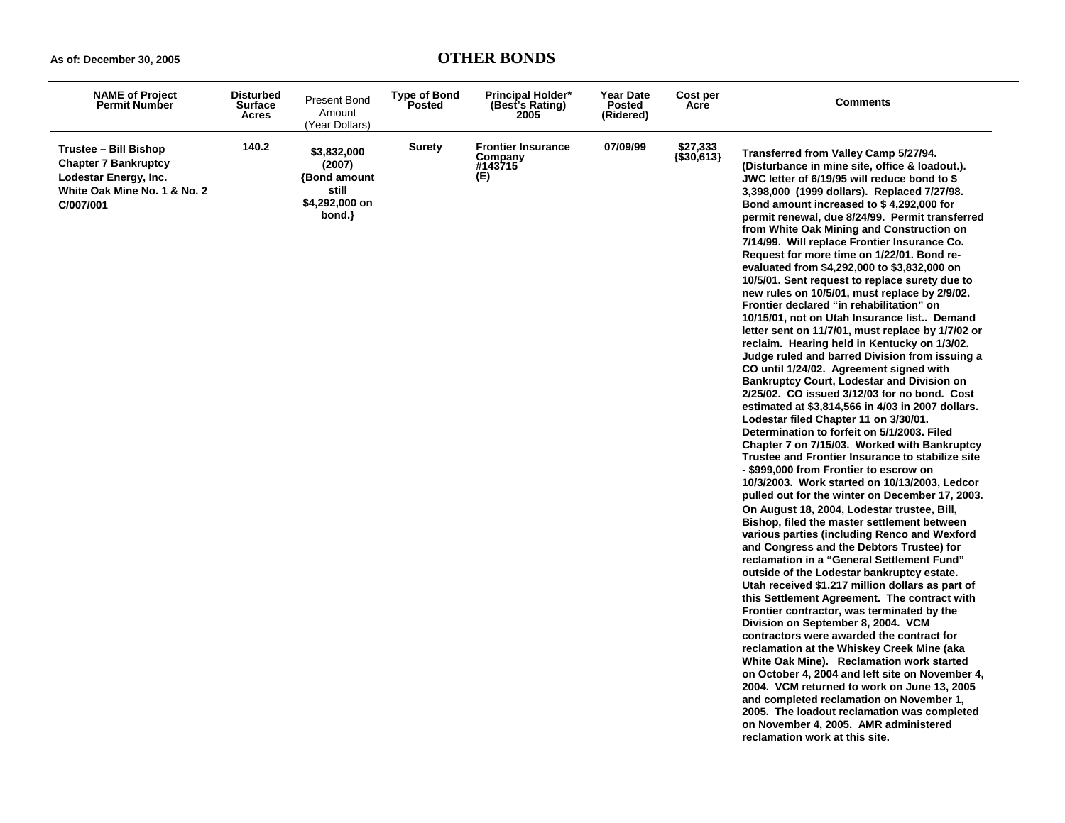As of: December 30, 2005

# OTHER BONDS

| NAME of Project Permit Number | Disturbed Surface Acres | Present Bond Amount (Year Dollars) | Type of Bond Posted | Principal Holder* (Best's Rating) 2005 | Year Date Posted (Ridered) | Cost per Acre | Comments |
|---|---|---|---|---|---|---|---|
| **Trustee – Bill Bishop Chapter 7 Bankruptcy Lodestar Energy, Inc. White Oak Mine No. 1 & No. 2 C/007/001** | **140.2** | **$3,832,000 (2007) {Bond amount still $4,292,000 on bond.}** | **Surety** | **Frontier Insurance Company #143715 (E)** | **07/09/99** | **$27,333 {$30,613}** | **Transferred from Valley Camp 5/27/94. (Disturbance in mine site, office & loadout.). JWC letter of 6/19/95 will reduce bond to $ 3,398,000 (1999 dollars). Replaced 7/27/98. Bond amount increased to $ 4,292,000 for permit renewal, due 8/24/99. Permit transferred from White Oak Mining and Construction on 7/14/99. Will replace Frontier Insurance Co. Request for more time on 1/22/01. Bond re-evaluated from $4,292,000 to $3,832,000 on 10/5/01. Sent request to replace surety due to new rules on 10/5/01, must replace by 2/9/02. Frontier declared "in rehabilitation" on 10/15/01, not on Utah Insurance list.. Demand letter sent on 11/7/01, must replace by 1/7/02 or reclaim. Hearing held in Kentucky on 1/3/02. Judge ruled and barred Division from issuing a CO until 1/24/02. Agreement signed with Bankruptcy Court, Lodestar and Division on 2/25/02. CO issued 3/12/03 for no bond. Cost estimated at $3,814,566 in 4/03 in 2007 dollars. Lodestar filed Chapter 11 on 3/30/01. Determination to forfeit on 5/1/2003. Filed Chapter 7 on 7/15/03. Worked with Bankruptcy Trustee and Frontier Insurance to stabilize site - $999,000 from Frontier to escrow on 10/3/2003. Work started on 10/13/2003, Ledcor pulled out for the winter on December 17, 2003. On August 18, 2004, Lodestar trustee, Bill, Bishop, filed the master settlement between various parties (including Renco and Wexford and Congress and the Debtors Trustee) for reclamation in a "General Settlement Fund" outside of the Lodestar bankruptcy estate. Utah received $1.217 million dollars as part of this Settlement Agreement. The contract with Frontier contractor, was terminated by the Division on September 8, 2004. VCM contractors were awarded the contract for reclamation at the Whiskey Creek Mine (aka White Oak Mine). Reclamation work started on October 4, 2004 and left site on November 4, 2004. VCM returned to work on June 13, 2005 and completed reclamation on November 1, 2005. The loadout reclamation was completed on November 4, 2005. AMR administered reclamation work at this site.** |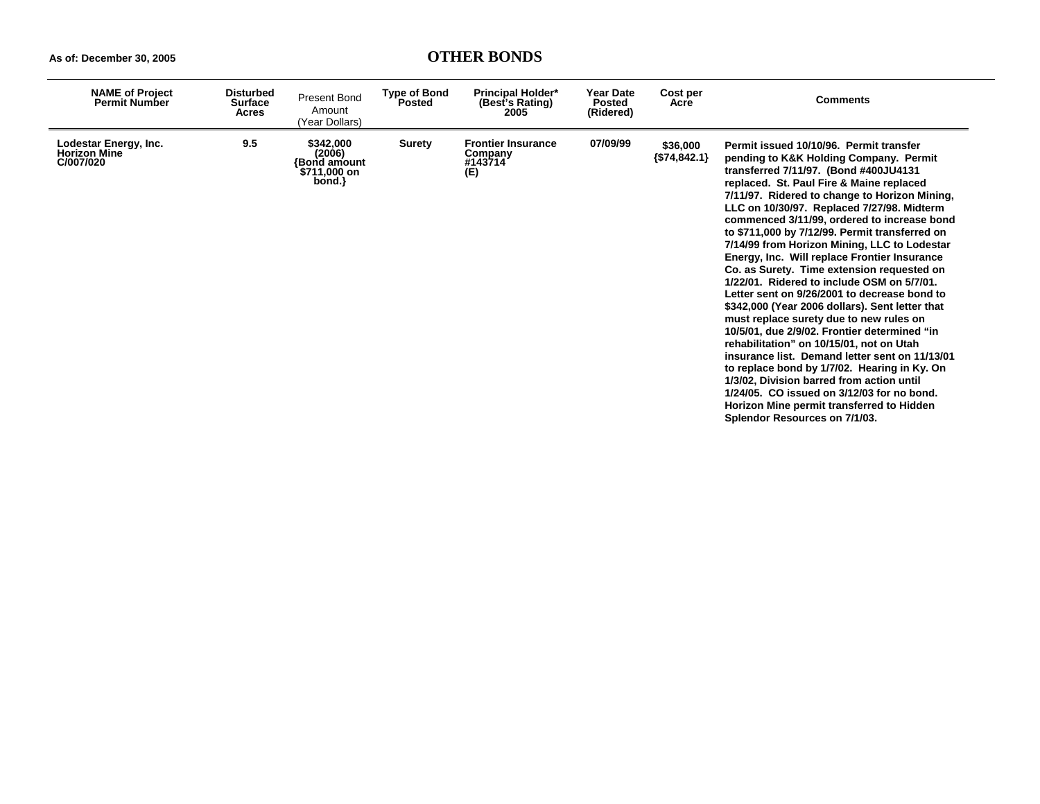As of: December 30, 2005

# OTHER BONDS

| NAME of Project Permit Number | Disturbed Surface Acres | Present Bond Amount (Year Dollars) | Type of Bond Posted | Principal Holder* (Best's Rating) 2005 | Year Date Posted (Ridered) | Cost per Acre | Comments |
|---|---|---|---|---|---|---|---|
| **Lodestar Energy, Inc. Horizon Mine C/007/020** | **9.5** | **$342,000 (2006) {Bond amount $711,000 on bond.}** | **Surety** | **Frontier Insurance Company #143714 (E)** | **07/09/99** | **$36,000 {$74,842.1}** | **Permit issued 10/10/96. Permit transfer pending to K&K Holding Company. Permit transferred 7/11/97. (Bond #400JU4131 replaced. St. Paul Fire & Maine replaced 7/11/97. Ridered to change to Horizon Mining, LLC on 10/30/97. Replaced 7/27/98. Midterm commenced 3/11/99, ordered to increase bond to $711,000 by 7/12/99. Permit transferred on 7/14/99 from Horizon Mining, LLC to Lodestar Energy, Inc. Will replace Frontier Insurance Co. as Surety. Time extension requested on 1/22/01. Ridered to include OSM on 5/7/01. Letter sent on 9/26/2001 to decrease bond to $342,000 (Year 2006 dollars). Sent letter that must replace surety due to new rules on 10/5/01, due 2/9/02. Frontier determined "in rehabilitation" on 10/15/01, not on Utah insurance list. Demand letter sent on 11/13/01 to replace bond by 1/7/02. Hearing in Ky. On 1/3/02, Division barred from action until 1/24/05. CO issued on 3/12/03 for no bond. Horizon Mine permit transferred to Hidden Splendor Resources on 7/1/03.** |